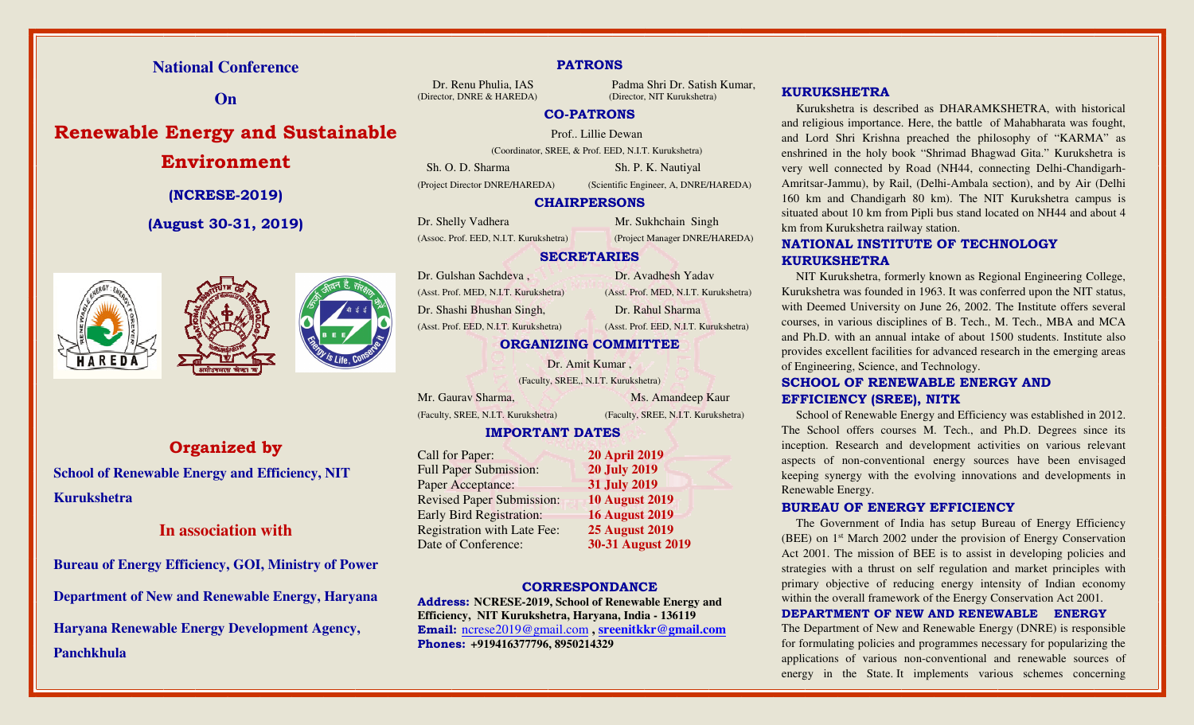# National Conference

# On

# Renewable Energy and Sustainable Environment

## (NCRESE-2019)

## (August 30-31, 2019)

## Organized by

**School of Renewable Energy and Efficiency, NIT Kurukshetra**

## In association with

**Bureau of Energy Efficiency, GOI, Ministry of Power**

**Department of New and Renewable Energy, Haryana**

**Haryana Renewable Energy Development Agency, Panchkhula**

## PATRONS

Dr. Renu Phulia, IAS (Director, DNRE & HAREDA)

Padma Shri Dr. Satish Kumar, (Director, NIT Kurukshetra)

## CO-PATRONS

Prof.. Lillie Dewan (Coordinator, SREE, & Prof. EED, N.I.T. Kurukshetra)

Sh. O. D. Sharma (Project Director DNRE/HAREDA)

Sh. P. K. Nautiyal (Scientific Engineer, A, DNRE/HAREDA)

## CHAIRPERSONS

Dr. Shelly Vadhera (Assoc. Prof. EED, N.I.T. Kurukshetra)

Mr. Sukhchain Singh (Project Manager DNRE/HAREDA)

## SECRETARIES

Dr. Gulshan Sachdeva , (Asst. Prof. MED, N.I.T. Kurukshetra)

Dr. Avadhesh Yadav (Asst. Prof. MED, N.I.T. Kurukshetra)

Dr. Shashi Bhushan Singh, (Asst. Prof. EED, N.I.T. Kurukshetra)

Dr. Rahul Sharma (Asst. Prof. EED, N.I.T. Kurukshetra)

## ORGANIZING COMMITTEE

Dr. Amit Kumar , (Faculty, SREE,, N.I.T. Kurukshetra)

Mr. Gaurav Sharma, (Faculty, SREE, N.I.T. Kurukshetra)

Ms. Amandeep Kaur (Faculty, SREE, N.I.T. Kurukshetra)

## IMPORTANT DATES

| | |
|---|---|
| Call for Paper: | **20 April 2019** |
| Full Paper Submission: | **20 July 2019** |
| Paper Acceptance: | **31 July 2019** |
| Revised Paper Submission: | **10 August 2019** |
| Early Bird Registration: | **16 August 2019** |
| Registration with Late Fee: | **25 August 2019** |
| Date of Conference: | **30-31 August 2019** |

## CORRESPONDANCE

**Address:** **NCRESE-2019, School of Renewable Energy and Efficiency, NIT Kurukshetra, Haryana, India - 136119**

**Email:** ncrese2019@gmail.com **, sreenitkkr@gmail.com**

**Phones:** **+919416377796, 8950214329**

## KURUKSHETRA

Kurukshetra is described as DHARAMKSHETRA, with historical and religious importance. Here, the battle of Mahabharata was fought, and Lord Shri Krishna preached the philosophy of "KARMA" as enshrined in the holy book "Shrimad Bhagwad Gita." Kurukshetra is very well connected by Road (NH44, connecting Delhi-Chandigarh-Amritsar-Jammu), by Rail, (Delhi-Ambala section), and by Air (Delhi 160 km and Chandigarh 80 km). The NIT Kurukshetra campus is situated about 10 km from Pipli bus stand located on NH44 and about 4 km from Kurukshetra railway station.

## NATIONAL INSTITUTE OF TECHNOLOGY KURUKSHETRA

NIT Kurukshetra, formerly known as Regional Engineering College, Kurukshetra was founded in 1963. It was conferred upon the NIT status, with Deemed University on June 26, 2002. The Institute offers several courses, in various disciplines of B. Tech., M. Tech., MBA and MCA and Ph.D. with an annual intake of about 1500 students. Institute also provides excellent facilities for advanced research in the emerging areas of Engineering, Science, and Technology.

## SCHOOL OF RENEWABLE ENERGY AND EFFICIENCY (SREE), NITK

School of Renewable Energy and Efficiency was established in 2012. The School offers courses M. Tech., and Ph.D. Degrees since its inception. Research and development activities on various relevant aspects of non-conventional energy sources have been envisaged keeping synergy with the evolving innovations and developments in Renewable Energy.

## BUREAU OF ENERGY EFFICIENCY

The Government of India has setup Bureau of Energy Efficiency (BEE) on 1st March 2002 under the provision of Energy Conservation Act 2001. The mission of BEE is to assist in developing policies and strategies with a thrust on self regulation and market principles with primary objective of reducing energy intensity of Indian economy within the overall framework of the Energy Conservation Act 2001.

## DEPARTMENT OF NEW AND RENEWABLE ENERGY

The Department of New and Renewable Energy (DNRE) is responsible for formulating policies and programmes necessary for popularizing the applications of various non-conventional and renewable sources of energy in the State. It implements various schemes concerning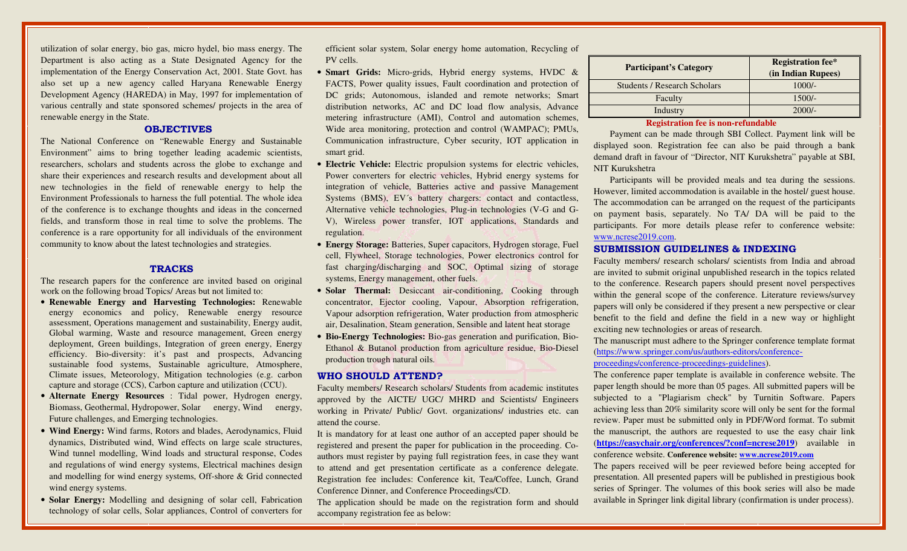utilization of solar energy, bio gas, micro hydel, bio mass energy. The Department is also acting as a State Designated Agency for the implementation of the Energy Conservation Act, 2001. State Govt. has also set up a new agency called Haryana Renewable Energy Development Agency (HAREDA) in May, 1997 for implementation of various centrally and state sponsored schemes/ projects in the area of renewable energy in the State.

## OBJECTIVES

The National Conference on "Renewable Energy and Sustainable Environment" aims to bring together leading academic scientists, researchers, scholars and students across the globe to exchange and share their experiences and research results and development about all new technologies in the field of renewable energy to help the Environment Professionals to harness the full potential. The whole idea of the conference is to exchange thoughts and ideas in the concerned fields, and transform those in real time to solve the problems. The conference is a rare opportunity for all individuals of the environment community to know about the latest technologies and strategies.

## TRACKS

The research papers for the conference are invited based on original work on the following broad Topics/ Areas but not limited to:

- **Renewable Energy and Harvesting Technologies:** Renewable energy economics and policy, Renewable energy resource assessment, Operations management and sustainability, Energy audit, Global warming, Waste and resource management, Green energy deployment, Green buildings, Integration of green energy, Energy efficiency. Bio-diversity: it's past and prospects, Advancing sustainable food systems, Sustainable agriculture, Atmosphere, Climate issues, Meteorology, Mitigation technologies (e.g. carbon capture and storage (CCS), Carbon capture and utilization (CCU).
- **Alternate Energy Resources** : Tidal power, Hydrogen energy, Biomass, Geothermal, Hydropower, Solar energy, Wind energy, Future challenges, and Emerging technologies.
- **Wind Energy:** Wind farms, Rotors and blades, Aerodynamics, Fluid dynamics, Distributed wind, Wind effects on large scale structures, Wind tunnel modelling, Wind loads and structural response, Codes and regulations of wind energy systems, Electrical machines design and modelling for wind energy systems, Off-shore & Grid connected wind energy systems.
- **Solar Energy:** Modelling and designing of solar cell, Fabrication technology of solar cells, Solar appliances, Control of converters for efficient solar system, Solar energy home automation, Recycling of PV cells.
- **Smart Grids:** Micro-grids, Hybrid energy systems, HVDC & FACTS, Power quality issues, Fault coordination and protection of DC grids; Autonomous, islanded and remote networks; Smart distribution networks, AC and DC load flow analysis, Advance metering infrastructure (AMI), Control and automation schemes, Wide area monitoring, protection and control (WAMPAC); PMUs, Communication infrastructure, Cyber security, IOT application in smart grid.
- **Electric Vehicle:** Electric propulsion systems for electric vehicles, Power converters for electric vehicles, Hybrid energy systems for integration of vehicle, Batteries active and passive Management Systems (BMS), EV´s battery chargers: contact and contactless, Alternative vehicle technologies, Plug-in technologies (V-G and G-V), Wireless power transfer, IOT applications, Standards and regulation.
- **Energy Storage:** Batteries, Super capacitors, Hydrogen storage, Fuel cell, Flywheel, Storage technologies, Power electronics control for fast charging/discharging and SOC, Optimal sizing of storage systems, Energy management, other fuels.
- **Solar Thermal:** Desiccant air-conditioning, Cooking through concentrator, Ejector cooling, Vapour, Absorption refrigeration, Vapour adsorption refrigeration, Water production from atmospheric air, Desalination, Steam generation, Sensible and latent heat storage
- **Bio-Energy Technologies:** Bio-gas generation and purification, Bio-Ethanol & Butanol production from agriculture residue, Bio-Diesel production trough natural oils.

## WHO SHOULD ATTEND?

Faculty members/ Research scholars/ Students from academic institutes approved by the AICTE/ UGC/ MHRD and Scientists/ Engineers working in Private/ Public/ Govt. organizations/ industries etc. can attend the course.

It is mandatory for at least one author of an accepted paper should be registered and present the paper for publication in the proceeding. Co-authors must register by paying full registration fees, in case they want to attend and get presentation certificate as a conference delegate. Registration fee includes: Conference kit, Tea/Coffee, Lunch, Grand Conference Dinner, and Conference Proceedings/CD.

The application should be made on the registration form and should accompany registration fee as below:

| Participant's Category | Registration fee* (in Indian Rupees) |
|---|---|
| Students / Research Scholars | 1000/- |
| Faculty | 1500/- |
| Industry | 2000/- |

**Registration fee is non-refundable**

Payment can be made through SBI Collect. Payment link will be displayed soon. Registration fee can also be paid through a bank demand draft in favour of "Director, NIT Kurukshetra" payable at SBI, NIT Kurukshetra

Participants will be provided meals and tea during the sessions. However, limited accommodation is available in the hostel/ guest house. The accommodation can be arranged on the request of the participants on payment basis, separately. No TA/ DA will be paid to the participants. For more details please refer to conference website: www.ncrese2019.com.

## SUBMISSION GUIDELINES & INDEXING

Faculty members/ research scholars/ scientists from India and abroad are invited to submit original unpublished research in the topics related to the conference. Research papers should present novel perspectives within the general scope of the conference. Literature reviews/survey papers will only be considered if they present a new perspective or clear benefit to the field and define the field in a new way or highlight exciting new technologies or areas of research.

The manuscript must adhere to the Springer conference template format (https://www.springer.com/us/authors-editors/conference-proceedings/conference-proceedings-guidelines).

The conference paper template is available in conference website. The paper length should be more than 05 pages. All submitted papers will be subjected to a "Plagiarism check" by Turnitin Software. Papers achieving less than 20% similarity score will only be sent for the formal review. Paper must be submitted only in PDF/Word format. To submit the manuscript, the authors are requested to use the easy chair link (**https://easychair.org/conferences/?conf=ncrese2019**) available in conference website. **Conference website: www.ncrese2019.com**

The papers received will be peer reviewed before being accepted for presentation. All presented papers will be published in prestigious book series of Springer. The volumes of this book series will also be made available in Springer link digital library (confirmation is under process).